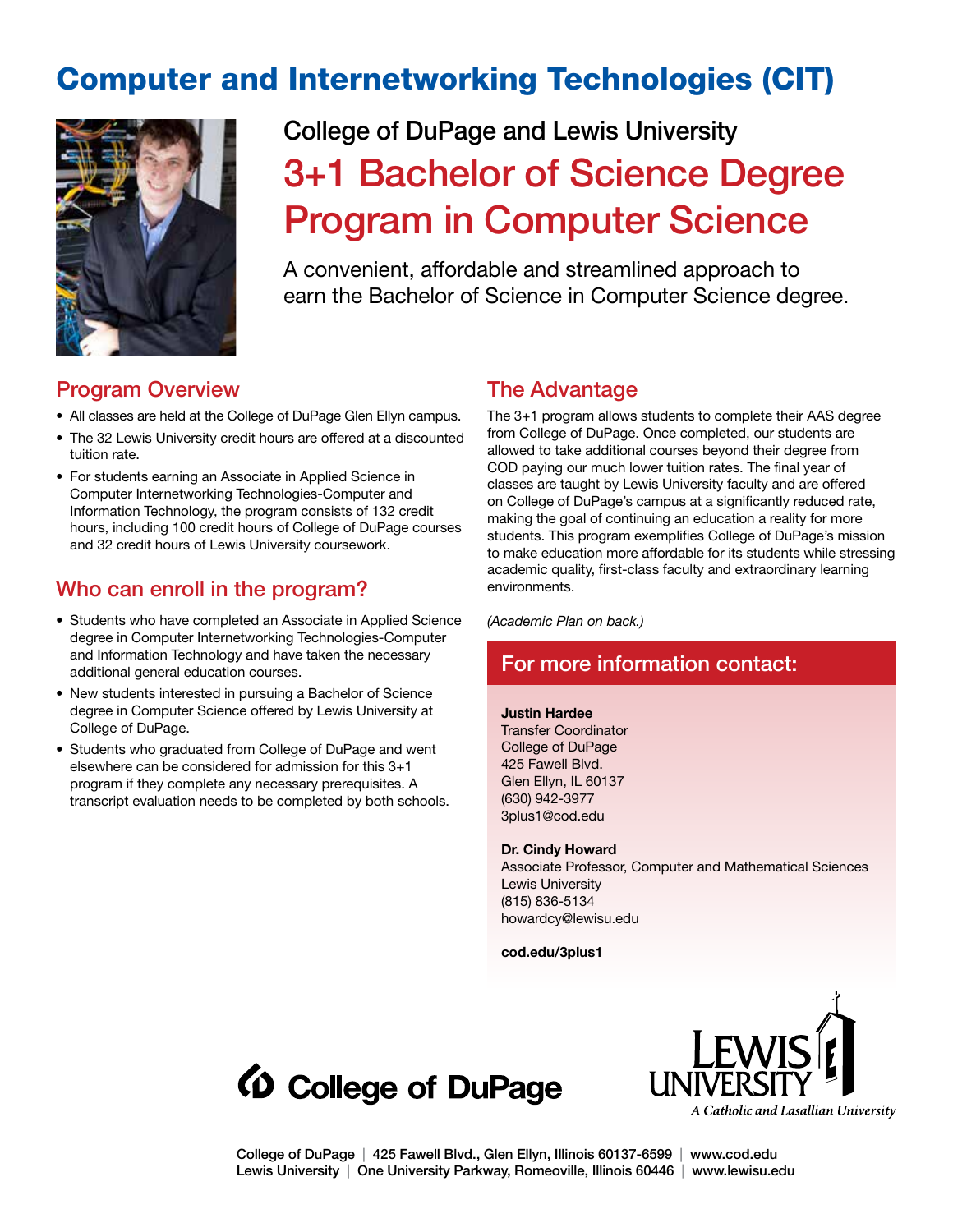# Computer and Internetworking Technologies (CIT)

## College of DuPage and Lewis University

# 3+1 Bachelor of Science Degree Program in Computer Science

A convenient, affordable and streamlined approach to earn the Bachelor of Science in Computer Science degree.

## Program Overview

- All classes are held at the College of DuPage Glen Ellyn campus.
- The 32 Lewis University credit hours are offered at a discounted tuition rate.
- For students earning an Associate in Applied Science in Computer Internetworking Technologies-Computer and Information Technology, the program consists of 132 credit hours, including 100 credit hours of College of DuPage courses and 32 credit hours of Lewis University coursework.

## Who can enroll in the program?

- Students who have completed an Associate in Applied Science degree in Computer Internetworking Technologies-Computer and Information Technology and have taken the necessary additional general education courses.
- New students interested in pursuing a Bachelor of Science degree in Computer Science offered by Lewis University at College of DuPage.
- Students who graduated from College of DuPage and went elsewhere can be considered for admission for this 3+1 program if they complete any necessary prerequisites. A transcript evaluation needs to be completed by both schools.

## The Advantage

The 3+1 program allows students to complete their AAS degree from College of DuPage. Once completed, our students are allowed to take additional courses beyond their degree from COD paying our much lower tuition rates. The final year of classes are taught by Lewis University faculty and are offered on College of DuPage's campus at a significantly reduced rate, making the goal of continuing an education a reality for more students. This program exemplifies College of DuPage's mission to make education more affordable for its students while stressing academic quality, first-class faculty and extraordinary learning environments.

*(Academic Plan on back.)*

## For more information contact:

**Justin Hardee**
Transfer Coordinator
College of DuPage
425 Fawell Blvd.
Glen Ellyn, IL 60137
(630) 942-3977
3plus1@cod.edu

**Dr. Cindy Howard**
Associate Professor, Computer and Mathematical Sciences
Lewis University
(815) 836-5134
howardcy@lewisu.edu

**cod.edu/3plus1**

College of DuPage

Lewis University
*A Catholic and Lasallian University*

College of DuPage | 425 Fawell Blvd., Glen Ellyn, Illinois 60137-6599 | www.cod.edu
Lewis University | One University Parkway, Romeoville, Illinois 60446 | www.lewisu.edu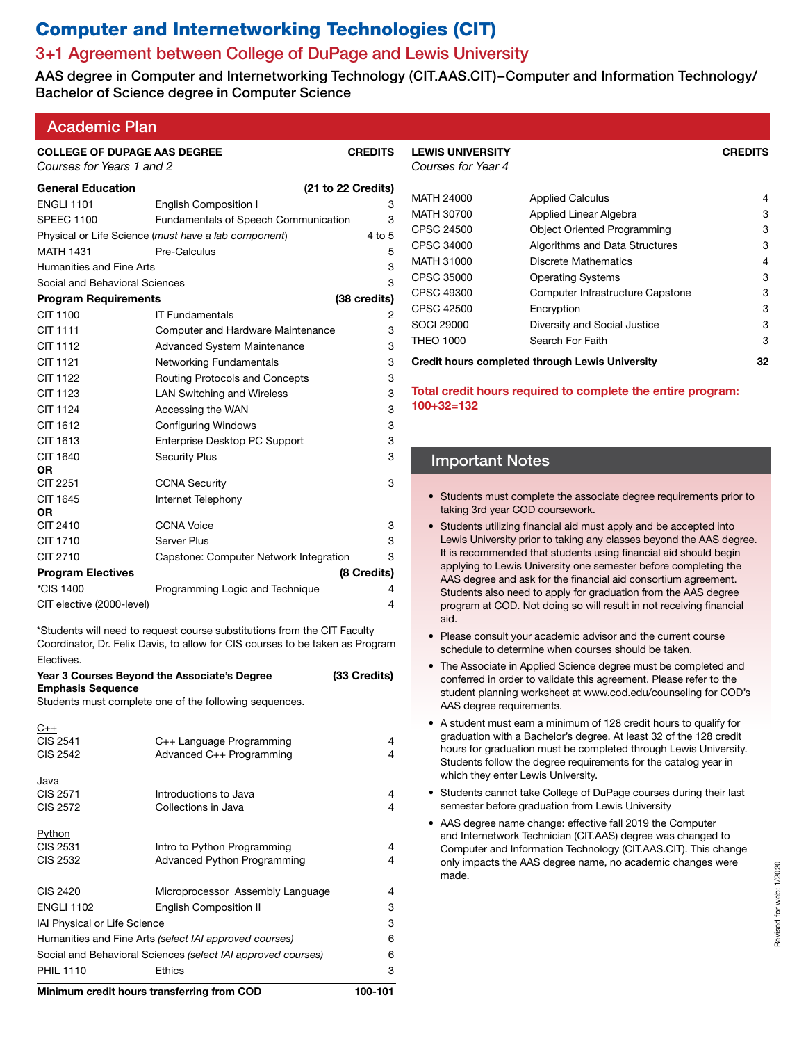# Computer and Internetworking Technologies (CIT)

## 3+1 Agreement between College of DuPage and Lewis University

### AAS degree in Computer and Internetworking Technology (CIT.AAS.CIT)–Computer and Information Technology/ Bachelor of Science degree in Computer Science

## Academic Plan

**COLLEGE OF DUPAGE AAS DEGREE**
*Courses for Years 1 and 2*

| Course | Title | Credits |
|---|---|---|
| **General Education** | | **(21 to 22 Credits)** |
| ENGLI 1101 | English Composition I | 3 |
| SPEEC 1100 | Fundamentals of Speech Communication | 3 |
| Physical or Life Science (*must have a lab component*) | | 4 to 5 |
| MATH 1431 | Pre-Calculus | 5 |
| Humanities and Fine Arts | | 3 |
| Social and Behavioral Sciences | | 3 |
| **Program Requirements** | | **(38 credits)** |
| CIT 1100 | IT Fundamentals | 2 |
| CIT 1111 | Computer and Hardware Maintenance | 3 |
| CIT 1112 | Advanced System Maintenance | 3 |
| CIT 1121 | Networking Fundamentals | 3 |
| CIT 1122 | Routing Protocols and Concepts | 3 |
| CIT 1123 | LAN Switching and Wireless | 3 |
| CIT 1124 | Accessing the WAN | 3 |
| CIT 1612 | Configuring Windows | 3 |
| CIT 1613 | Enterprise Desktop PC Support | 3 |
| CIT 1640 | Security Plus | 3 |
| **OR** | | |
| CIT 2251 | CCNA Security | 3 |
| CIT 1645 | Internet Telephony | |
| **OR** | | |
| CIT 2410 | CCNA Voice | 3 |
| CIT 1710 | Server Plus | 3 |
| CIT 2710 | Capstone: Computer Network Integration | 3 |
| **Program Electives** | | **(8 Credits)** |
| *CIS 1400 | Programming Logic and Technique | 4 |
| CIT elective (2000-level) | | 4 |

*Students will need to request course substitutions from the CIT Faculty Coordinator, Dr. Felix Davis, to allow for CIS courses to be taken as Program Electives.

**Year 3 Courses Beyond the Associate's Degree Emphasis Sequence** **(33 Credits)**

Students must complete one of the following sequences.

| Course | Title | Credits |
|---|---|---|
| <u>C++</u> | | |
| CIS 2541 | C++ Language Programming | 4 |
| CIS 2542 | Advanced C++ Programming | 4 |
| <u>Java</u> | | |
| CIS 2571 | Introductions to Java | 4 |
| CIS 2572 | Collections in Java | 4 |
| <u>Python</u> | | |
| CIS 2531 | Intro to Python Programming | 4 |
| CIS 2532 | Advanced Python Programming | 4 |
| CIS 2420 | Microprocessor Assembly Language | 4 |
| ENGLI 1102 | English Composition II | 3 |
| IAI Physical or Life Science | | 3 |
| Humanities and Fine Arts (*select IAI approved courses*) | | 6 |
| Social and Behavioral Sciences (*select IAI approved courses*) | | 6 |
| PHIL 1110 | Ethics | 3 |
| **Minimum credit hours transferring from COD** | | **100-101** |

**LEWIS UNIVERSITY**
*Courses for Year 4*

| Course | Title | Credits |
|---|---|---|
| MATH 24000 | Applied Calculus | 4 |
| MATH 30700 | Applied Linear Algebra | 3 |
| CPSC 24500 | Object Oriented Programming | 3 |
| CPSC 34000 | Algorithms and Data Structures | 3 |
| MATH 31000 | Discrete Mathematics | 4 |
| CPSC 35000 | Operating Systems | 3 |
| CPSC 49300 | Computer Infrastructure Capstone | 3 |
| CPSC 42500 | Encryption | 3 |
| SOCI 29000 | Diversity and Social Justice | 3 |
| THEO 1000 | Search For Faith | 3 |
| **Credit hours completed through Lewis University** | | **32** |

**Total credit hours required to complete the entire program: 100+32=132**

## Important Notes

- Students must complete the associate degree requirements prior to taking 3rd year COD coursework.
- Students utilizing financial aid must apply and be accepted into Lewis University prior to taking any classes beyond the AAS degree. It is recommended that students using financial aid should begin applying to Lewis University one semester before completing the AAS degree and ask for the financial aid consortium agreement. Students also need to apply for graduation from the AAS degree program at COD. Not doing so will result in not receiving financial aid.
- Please consult your academic advisor and the current course schedule to determine when courses should be taken.
- The Associate in Applied Science degree must be completed and conferred in order to validate this agreement. Please refer to the student planning worksheet at www.cod.edu/counseling for COD's AAS degree requirements.
- A student must earn a minimum of 128 credit hours to qualify for graduation with a Bachelor's degree. At least 32 of the 128 credit hours for graduation must be completed through Lewis University. Students follow the degree requirements for the catalog year in which they enter Lewis University.
- Students cannot take College of DuPage courses during their last semester before graduation from Lewis University
- AAS degree name change: effective fall 2019 the Computer and Internetwork Technician (CIT.AAS) degree was changed to Computer and Information Technology (CIT.AAS.CIT). This change only impacts the AAS degree name, no academic changes were made.

Revised for web: 1/2020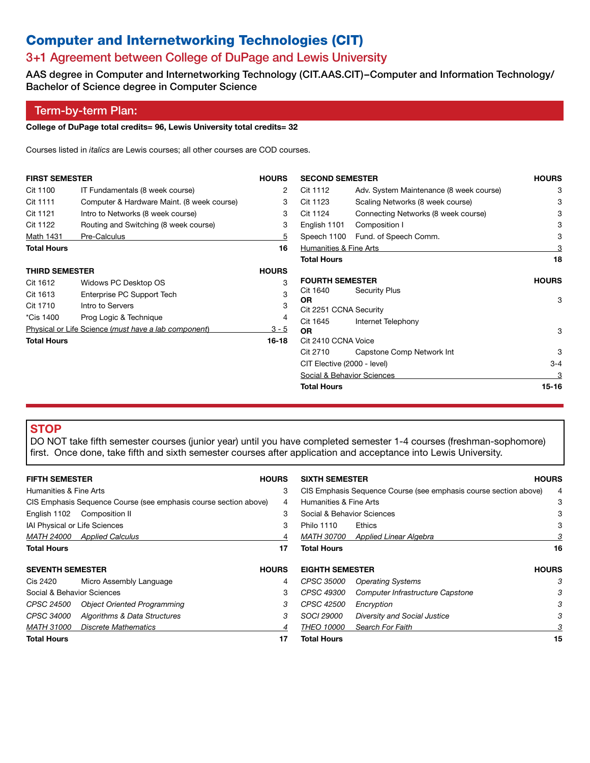# Computer and Internetworking Technologies (CIT)

## 3+1 Agreement between College of DuPage and Lewis University

AAS degree in Computer and Internetworking Technology (CIT.AAS.CIT)–Computer and Information Technology/ Bachelor of Science degree in Computer Science

## Term-by-term Plan:

**College of DuPage total credits= 96, Lewis University total credits= 32**

Courses listed in *italics* are Lewis courses; all other courses are COD courses.

| **FIRST SEMESTER** | | **HOURS** |
|---|---|---|
| Cit 1100 | IT Fundamentals (8 week course) | 2 |
| Cit 1111 | Computer & Hardware Maint. (8 week course) | 3 |
| Cit 1121 | Intro to Networks (8 week course) | 3 |
| Cit 1122 | Routing and Switching (8 week course) | 3 |
| Math 1431 | Pre-Calculus | 5 |
| **Total Hours** | | **16** |

| **SECOND SEMESTER** | | **HOURS** |
|---|---|---|
| Cit 1112 | Adv. System Maintenance (8 week course) | 3 |
| Cit 1123 | Scaling Networks (8 week course) | 3 |
| Cit 1124 | Connecting Networks (8 week course) | 3 |
| English 1101 | Composition I | 3 |
| Speech 1100 | Fund. of Speech Comm. | 3 |
| Humanities & Fine Arts | | 3 |
| **Total Hours** | | **18** |

| **THIRD SEMESTER** | | **HOURS** |
|---|---|---|
| Cit 1612 | Widows PC Desktop OS | 3 |
| Cit 1613 | Enterprise PC Support Tech | 3 |
| Cit 1710 | Intro to Servers | 3 |
| *Cis 1400 | Prog Logic & Technique | 4 |
| Physical or Life Science (*must have a lab component*) | | 3 - 5 |
| **Total Hours** | | **16-18** |

| **FOURTH SEMESTER** | | **HOURS** |
|---|---|---|
| Cit 1640 | Security Plus **OR** Cit 2251 CCNA Security | 3 |
| Cit 1645 | Internet Telephony **OR** Cit 2410 CCNA Voice | 3 |
| Cit 2710 | Capstone Comp Network Int | 3 |
| CIT Elective (2000 - level) | | 3-4 |
| Social & Behavior Sciences | | 3 |
| **Total Hours** | | **15-16** |

**STOP**
DO NOT take fifth semester courses (junior year) until you have completed semester 1-4 courses (freshman-sophomore) first. Once done, take fifth and sixth semester courses after application and acceptance into Lewis University.

| **FIFTH SEMESTER** | | **HOURS** |
|---|---|---|
| Humanities & Fine Arts | | 3 |
| CIS Emphasis Sequence Course (see emphasis course section above) | | 4 |
| English 1102 | Composition II | 3 |
| IAI Physical or Life Sciences | | 3 |
| *MATH 24000* | *Applied Calculus* | *4* |
| **Total Hours** | | **17** |

| **SIXTH SEMESTER** | | **HOURS** |
|---|---|---|
| CIS Emphasis Sequence Course (see emphasis course section above) | | 4 |
| Humanities & Fine Arts | | 3 |
| Social & Behavior Sciences | | 3 |
| Philo 1110 | Ethics | 3 |
| *MATH 30700* | *Applied Linear Algebra* | *3* |
| **Total Hours** | | **16** |

| **SEVENTH SEMESTER** | | **HOURS** |
|---|---|---|
| Cis 2420 | Micro Assembly Language | 4 |
| Social & Behavior Sciences | | 3 |
| *CPSC 24500* | *Object Oriented Programming* | *3* |
| *CPSC 34000* | *Algorithms & Data Structures* | *3* |
| *MATH 31000* | *Discrete Mathematics* | *4* |
| **Total Hours** | | **17** |

| **EIGHTH SEMESTER** | | **HOURS** |
|---|---|---|
| *CPSC 35000* | *Operating Systems* | *3* |
| *CPSC 49300* | *Computer Infrastructure Capstone* | *3* |
| *CPSC 42500* | *Encryption* | *3* |
| *SOCI 29000* | *Diversity and Social Justice* | *3* |
| *THEO 10000* | *Search For Faith* | *3* |
| **Total Hours** | | **15** |